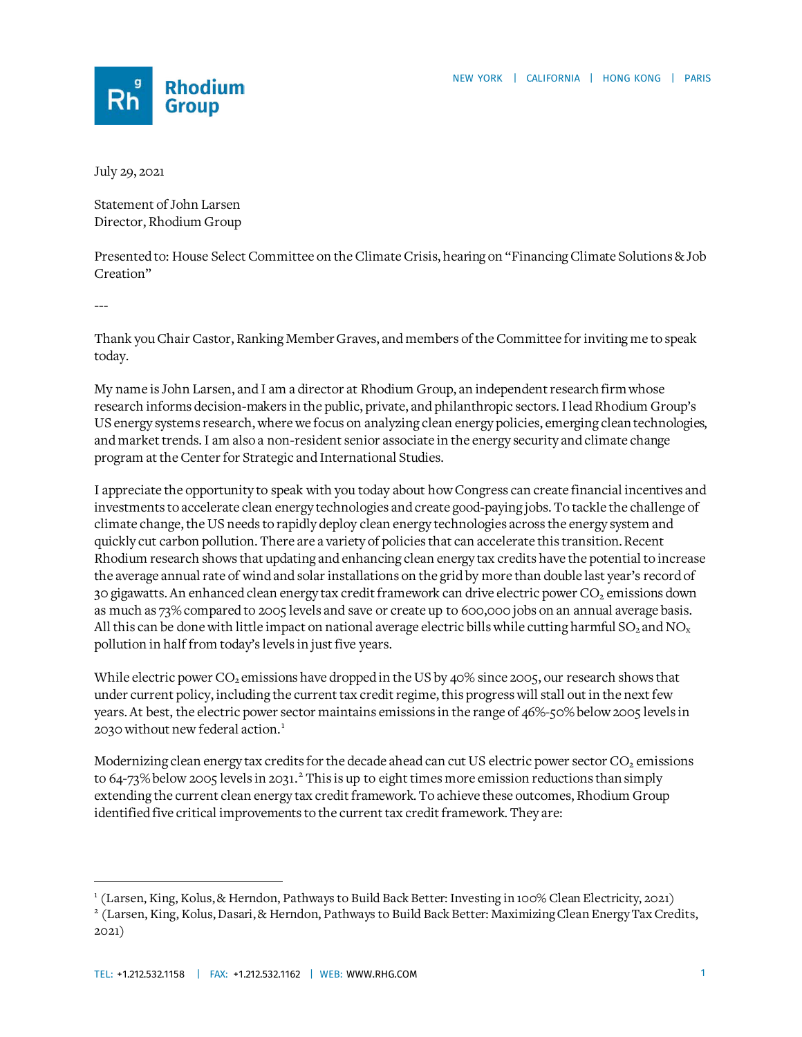July 29, 2021

Statement of John Larsen
Director, Rhodium Group

Presented to: House Select Committee on the Climate Crisis, hearing on "Financing Climate Solutions & Job Creation"

---

Thank you Chair Castor, Ranking Member Graves, and members of the Committee for inviting me to speak today.

My name is John Larsen, and I am a director at Rhodium Group, an independent research firm whose research informs decision-makers in the public, private, and philanthropic sectors. I lead Rhodium Group's US energy systems research, where we focus on analyzing clean energy policies, emerging clean technologies, and market trends. I am also a non-resident senior associate in the energy security and climate change program at the Center for Strategic and International Studies.

I appreciate the opportunity to speak with you today about how Congress can create financial incentives and investments to accelerate clean energy technologies and create good-paying jobs. To tackle the challenge of climate change, the US needs to rapidly deploy clean energy technologies across the energy system and quickly cut carbon pollution. There are a variety of policies that can accelerate this transition. Recent Rhodium research shows that updating and enhancing clean energy tax credits have the potential to increase the average annual rate of wind and solar installations on the grid by more than double last year's record of 30 gigawatts. An enhanced clean energy tax credit framework can drive electric power $CO_2$ emissions down as much as 73% compared to 2005 levels and save or create up to 600,000 jobs on an annual average basis. All this can be done with little impact on national average electric bills while cutting harmful $SO_2$ and $NO_x$ pollution in half from today's levels in just five years.

While electric power $CO_2$ emissions have dropped in the US by 40% since 2005, our research shows that under current policy, including the current tax credit regime, this progress will stall out in the next few years. At best, the electric power sector maintains emissions in the range of 46%-50% below 2005 levels in 2030 without new federal action.[1]

Modernizing clean energy tax credits for the decade ahead can cut US electric power sector $CO_2$ emissions to 64-73% below 2005 levels in 2031.[2] This is up to eight times more emission reductions than simply extending the current clean energy tax credit framework. To achieve these outcomes, Rhodium Group identified five critical improvements to the current tax credit framework. They are:

---

[1] (Larsen, King, Kolus, & Herndon, Pathways to Build Back Better: Investing in 100% Clean Electricity, 2021)

[2] (Larsen, King, Kolus, Dasari, & Herndon, Pathways to Build Back Better: Maximizing Clean Energy Tax Credits, 2021)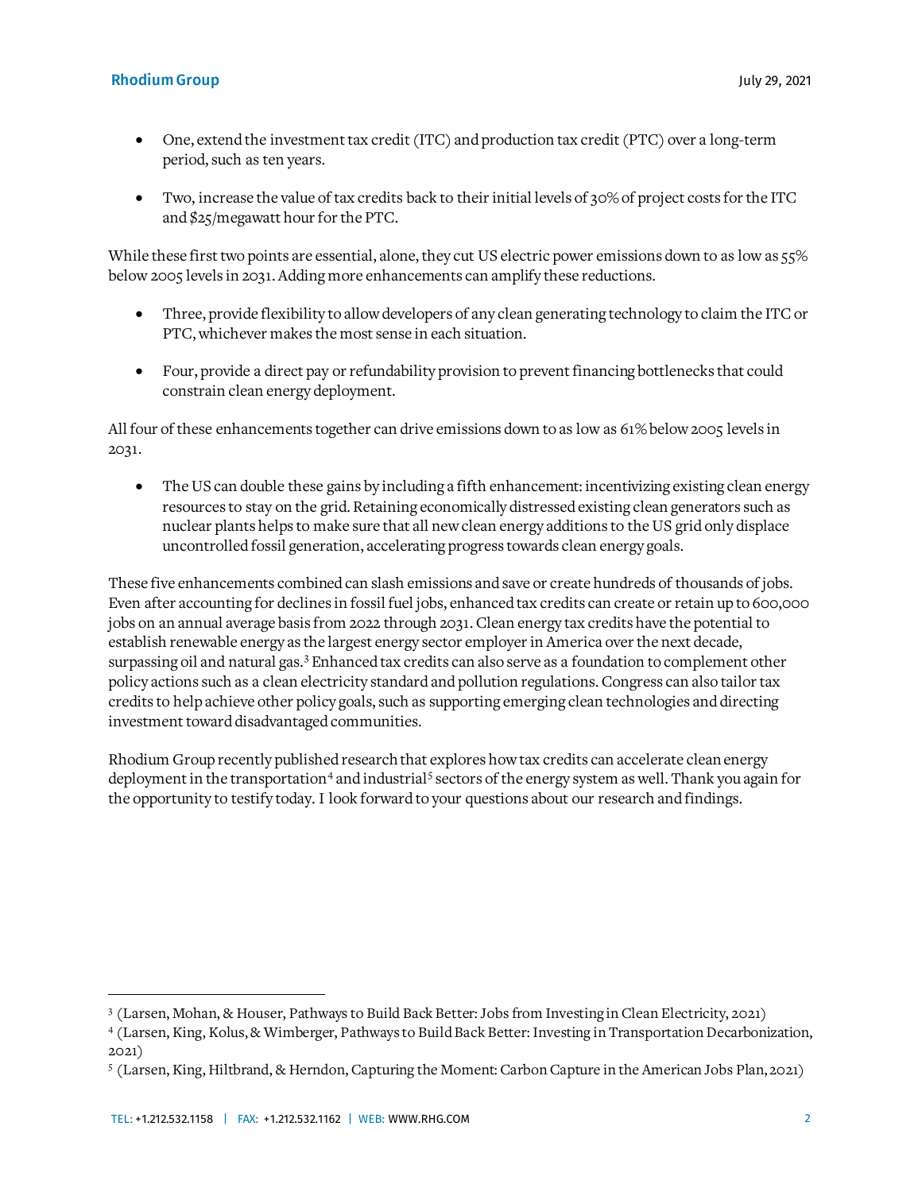- One, extend the investment tax credit (ITC) and production tax credit (PTC) over a long-term period, such as ten years.

- Two, increase the value of tax credits back to their initial levels of 30% of project costs for the ITC and $25/megawatt hour for the PTC.

While these first two points are essential, alone, they cut US electric power emissions down to as low as 55% below 2005 levels in 2031. Adding more enhancements can amplify these reductions.

- Three, provide flexibility to allow developers of any clean generating technology to claim the ITC or PTC, whichever makes the most sense in each situation.

- Four, provide a direct pay or refundability provision to prevent financing bottlenecks that could constrain clean energy deployment.

All four of these enhancements together can drive emissions down to as low as 61% below 2005 levels in 2031.

- The US can double these gains by including a fifth enhancement: incentivizing existing clean energy resources to stay on the grid. Retaining economically distressed existing clean generators such as nuclear plants helps to make sure that all new clean energy additions to the US grid only displace uncontrolled fossil generation, accelerating progress towards clean energy goals.

These five enhancements combined can slash emissions and save or create hundreds of thousands of jobs. Even after accounting for declines in fossil fuel jobs, enhanced tax credits can create or retain up to 600,000 jobs on an annual average basis from 2022 through 2031. Clean energy tax credits have the potential to establish renewable energy as the largest energy sector employer in America over the next decade, surpassing oil and natural gas.[3] Enhanced tax credits can also serve as a foundation to complement other policy actions such as a clean electricity standard and pollution regulations. Congress can also tailor tax credits to help achieve other policy goals, such as supporting emerging clean technologies and directing investment toward disadvantaged communities.

Rhodium Group recently published research that explores how tax credits can accelerate clean energy deployment in the transportation[4] and industrial[5] sectors of the energy system as well. Thank you again for the opportunity to testify today. I look forward to your questions about our research and findings.

---

[3] (Larsen, Mohan, & Houser, Pathways to Build Back Better: Jobs from Investing in Clean Electricity, 2021)

[4] (Larsen, King, Kolus, & Wimberger, Pathways to Build Back Better: Investing in Transportation Decarbonization, 2021)

[5] (Larsen, King, Hiltbrand, & Herndon, Capturing the Moment: Carbon Capture in the American Jobs Plan, 2021)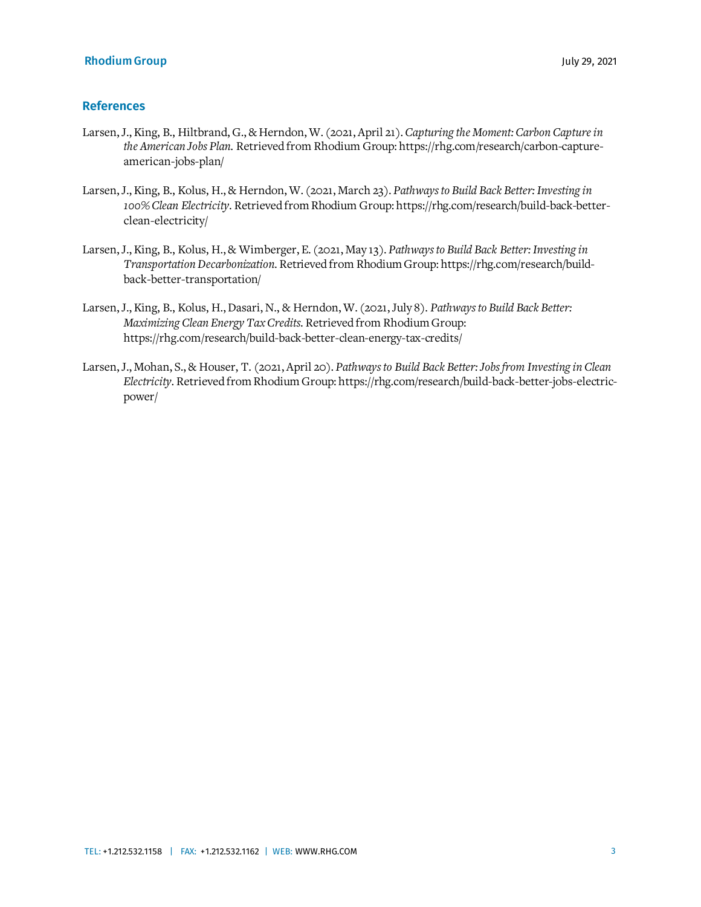## References

Larsen, J., King, B., Hiltbrand, G., & Herndon, W. (2021, April 21). *Capturing the Moment: Carbon Capture in the American Jobs Plan.* Retrieved from Rhodium Group: https://rhg.com/research/carbon-capture-american-jobs-plan/

Larsen, J., King, B., Kolus, H., & Herndon, W. (2021, March 23). *Pathways to Build Back Better: Investing in 100% Clean Electricity*. Retrieved from Rhodium Group: https://rhg.com/research/build-back-better-clean-electricity/

Larsen, J., King, B., Kolus, H., & Wimberger, E. (2021, May 13). *Pathways to Build Back Better: Investing in Transportation Decarbonization*. Retrieved from Rhodium Group: https://rhg.com/research/build-back-better-transportation/

Larsen, J., King, B., Kolus, H., Dasari, N., & Herndon, W. (2021, July 8). *Pathways to Build Back Better: Maximizing Clean Energy Tax Credits*. Retrieved from Rhodium Group: https://rhg.com/research/build-back-better-clean-energy-tax-credits/

Larsen, J., Mohan, S., & Houser, T. (2021, April 20). *Pathways to Build Back Better: Jobs from Investing in Clean Electricity*. Retrieved from Rhodium Group: https://rhg.com/research/build-back-better-jobs-electric-power/